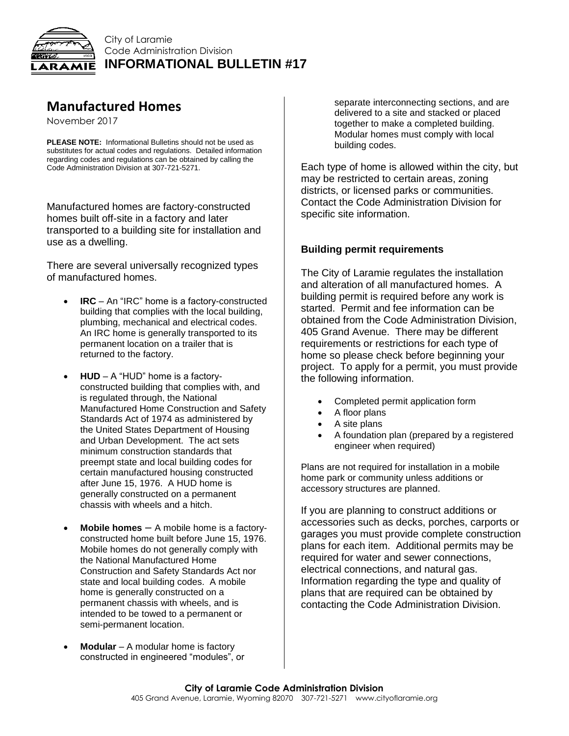City of Laramie
Code Administration Division
**INFORMATIONAL BULLETIN #17**

# Manufactured Homes

November 2017

**PLEASE NOTE:** Informational Bulletins should not be used as substitutes for actual codes and regulations. Detailed information regarding codes and regulations can be obtained by calling the Code Administration Division at 307-721-5271.

Manufactured homes are factory-constructed homes built off-site in a factory and later transported to a building site for installation and use as a dwelling.

There are several universally recognized types of manufactured homes.

- **IRC** – An "IRC" home is a factory-constructed building that complies with the local building, plumbing, mechanical and electrical codes. An IRC home is generally transported to its permanent location on a trailer that is returned to the factory.
- **HUD** – A "HUD" home is a factory-constructed building that complies with, and is regulated through, the National Manufactured Home Construction and Safety Standards Act of 1974 as administered by the United States Department of Housing and Urban Development. The act sets minimum construction standards that preempt state and local building codes for certain manufactured housing constructed after June 15, 1976. A HUD home is generally constructed on a permanent chassis with wheels and a hitch.
- **Mobile homes** – A mobile home is a factory-constructed home built before June 15, 1976. Mobile homes do not generally comply with the National Manufactured Home Construction and Safety Standards Act nor state and local building codes. A mobile home is generally constructed on a permanent chassis with wheels, and is intended to be towed to a permanent or semi-permanent location.
- **Modular** – A modular home is factory constructed in engineered "modules", or separate interconnecting sections, and are delivered to a site and stacked or placed together to make a completed building. Modular homes must comply with local building codes.

Each type of home is allowed within the city, but may be restricted to certain areas, zoning districts, or licensed parks or communities. Contact the Code Administration Division for specific site information.

### Building permit requirements

The City of Laramie regulates the installation and alteration of all manufactured homes. A building permit is required before any work is started. Permit and fee information can be obtained from the Code Administration Division, 405 Grand Avenue. There may be different requirements or restrictions for each type of home so please check before beginning your project. To apply for a permit, you must provide the following information.

- Completed permit application form
- A floor plans
- A site plans
- A foundation plan (prepared by a registered engineer when required)

Plans are not required for installation in a mobile home park or community unless additions or accessory structures are planned.

If you are planning to construct additions or accessories such as decks, porches, carports or garages you must provide complete construction plans for each item. Additional permits may be required for water and sewer connections, electrical connections, and natural gas. Information regarding the type and quality of plans that are required can be obtained by contacting the Code Administration Division.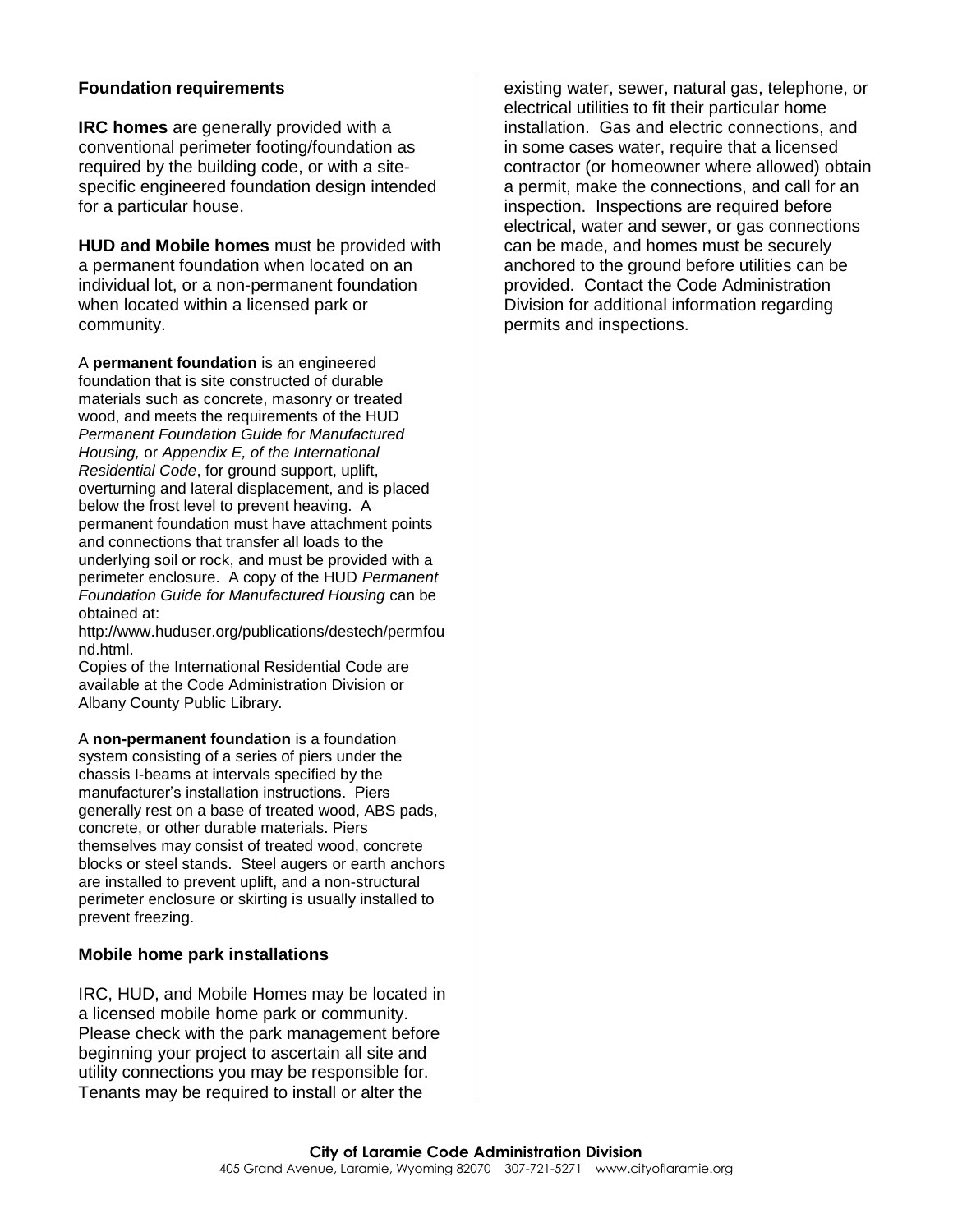## Foundation requirements

**IRC homes** are generally provided with a conventional perimeter footing/foundation as required by the building code, or with a site-specific engineered foundation design intended for a particular house.

**HUD and Mobile homes** must be provided with a permanent foundation when located on an individual lot, or a non-permanent foundation when located within a licensed park or community.

A **permanent foundation** is an engineered foundation that is site constructed of durable materials such as concrete, masonry or treated wood, and meets the requirements of the HUD *Permanent Foundation Guide for Manufactured Housing,* or *Appendix E, of the International Residential Code*, for ground support, uplift, overturning and lateral displacement, and is placed below the frost level to prevent heaving. A permanent foundation must have attachment points and connections that transfer all loads to the underlying soil or rock, and must be provided with a perimeter enclosure. A copy of the HUD *Permanent Foundation Guide for Manufactured Housing* can be obtained at: http://www.huduser.org/publications/destech/permfound.html.
Copies of the International Residential Code are available at the Code Administration Division or Albany County Public Library.

A **non-permanent foundation** is a foundation system consisting of a series of piers under the chassis I-beams at intervals specified by the manufacturer's installation instructions. Piers generally rest on a base of treated wood, ABS pads, concrete, or other durable materials. Piers themselves may consist of treated wood, concrete blocks or steel stands. Steel augers or earth anchors are installed to prevent uplift, and a non-structural perimeter enclosure or skirting is usually installed to prevent freezing.

## Mobile home park installations

IRC, HUD, and Mobile Homes may be located in a licensed mobile home park or community. Please check with the park management before beginning your project to ascertain all site and utility connections you may be responsible for. Tenants may be required to install or alter the existing water, sewer, natural gas, telephone, or electrical utilities to fit their particular home installation. Gas and electric connections, and in some cases water, require that a licensed contractor (or homeowner where allowed) obtain a permit, make the connections, and call for an inspection. Inspections are required before electrical, water and sewer, or gas connections can be made, and homes must be securely anchored to the ground before utilities can be provided. Contact the Code Administration Division for additional information regarding permits and inspections.